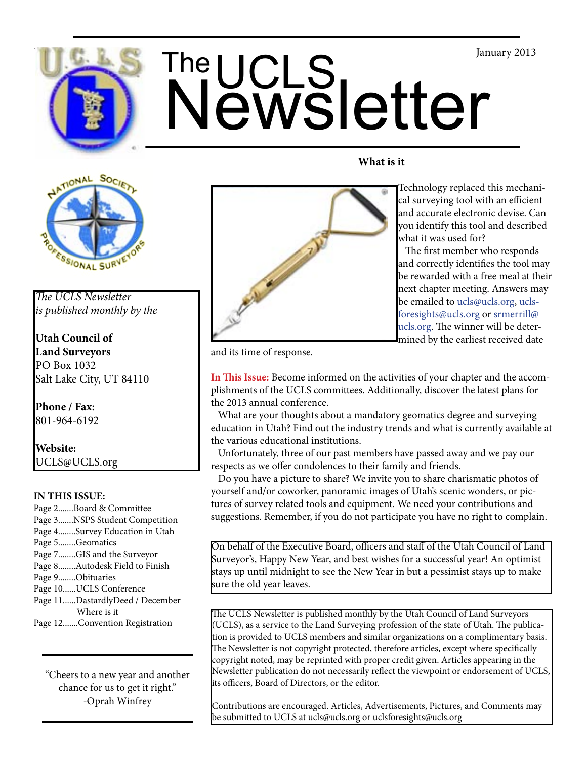January 2013

# The UCLS Newsletter

*The UCLS Newsletter is published monthly by the*

**Utah Council of Land Surveyors**
PO Box 1032
Salt Lake City, UT 84110

**Phone / Fax:**
801-964-6192

**Website:**
UCLS@UCLS.org

**IN THIS ISSUE:**

- Page 2.......Board & Committee
- Page 3.......NSPS Student Competition
- Page 4........Survey Education in Utah
- Page 5........Geomatics
- Page 7........GIS and the Surveyor
- Page 8........Autodesk Field to Finish
- Page 9........Obituaries
- Page 10......UCLS Conference
- Page 11......DastardlyDeed / December Where is it
- Page 12.......Convention Registration

"Cheers to a new year and another chance for us to get it right."
-Oprah Winfrey

## What is it

Technology replaced this mechanical surveying tool with an efficient and accurate electronic devise. Can you identify this tool and described what it was used for?

The first member who responds and correctly identifies the tool may be rewarded with a free meal at their next chapter meeting. Answers may be emailed to ucls@ucls.org, ucls-foresights@ucls.org or srmerrill@ucls.org. The winner will be determined by the earliest received date and its time of response.

**In This Issue:** Become informed on the activities of your chapter and the accomplishments of the UCLS committees. Additionally, discover the latest plans for the 2013 annual conference.

What are your thoughts about a mandatory geomatics degree and surveying education in Utah? Find out the industry trends and what is currently available at the various educational institutions.

Unfortunately, three of our past members have passed away and we pay our respects as we offer condolences to their family and friends.

Do you have a picture to share? We invite you to share charismatic photos of yourself and/or coworker, panoramic images of Utah's scenic wonders, or pictures of survey related tools and equipment. We need your contributions and suggestions. Remember, if you do not participate you have no right to complain.

On behalf of the Executive Board, officers and staff of the Utah Council of Land Surveyor's, Happy New Year, and best wishes for a successful year! An optimist stays up until midnight to see the New Year in but a pessimist stays up to make sure the old year leaves.

The UCLS Newsletter is published monthly by the Utah Council of Land Surveyors (UCLS), as a service to the Land Surveying profession of the state of Utah. The publication is provided to UCLS members and similar organizations on a complimentary basis. The Newsletter is not copyright protected, therefore articles, except where specifically copyright noted, may be reprinted with proper credit given. Articles appearing in the Newsletter publication do not necessarily reflect the viewpoint or endorsement of UCLS, its officers, Board of Directors, or the editor.

Contributions are encouraged. Articles, Advertisements, Pictures, and Comments may be submitted to UCLS at ucls@ucls.org or uclsforesights@ucls.org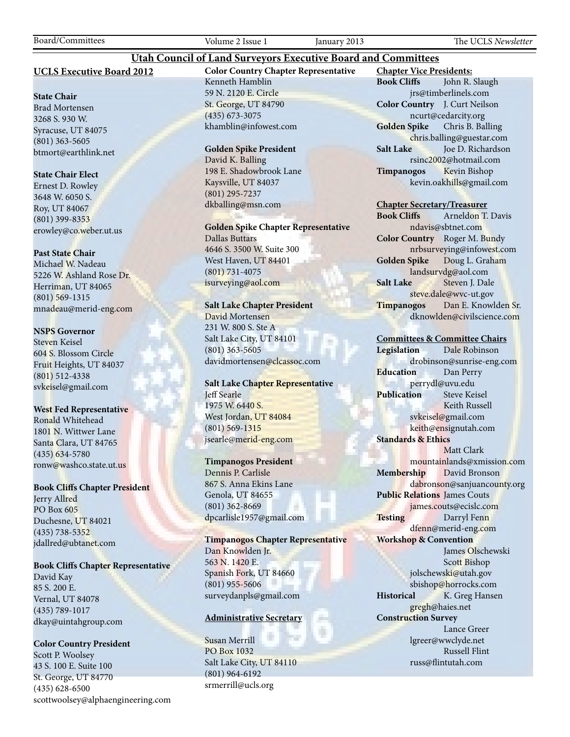# Utah Council of Land Surveyors Executive Board and Committees

## UCLS Executive Board 2012

**State Chair**
Brad Mortensen
3268 S. 930 W.
Syracuse, UT 84075
(801) 363-5605
btmort@earthlink.net

**State Chair Elect**
Ernest D. Rowley
3648 W. 6050 S.
Roy, UT 84067
(801) 399-8353
erowley@co.weber.ut.us

**Past State Chair**
Michael W. Nadeau
5226 W. Ashland Rose Dr.
Herriman, UT 84065
(801) 569-1315
mnadeau@merid-eng.com

**NSPS Governor**
Steven Keisel
604 S. Blossom Circle
Fruit Heights, UT 84037
(801) 512-4338
svkeisel@gmail.com

**West Fed Representative**
Ronald Whitehead
1801 N. Wittwer Lane
Santa Clara, UT 84765
(435) 634-5780
ronw@washco.state.ut.us

**Book Cliffs Chapter President**
Jerry Allred
PO Box 605
Duchesne, UT 84021
(435) 738-5352
jdallred@ubtanet.com

**Book Cliffs Chapter Representative**
David Kay
85 S. 200 E.
Vernal, UT 84078
(435) 789-1017
dkay@uintahgroup.com

**Color Country President**
Scott P. Woolsey
43 S. 100 E. Suite 100
St. George, UT 84770
(435) 628-6500
scottwoolsey@alphaengineering.com

**Color Country Chapter Representative**
Kenneth Hamblin
59 N. 2120 E. Circle
St. George, UT 84790
(435) 673-3075
khamblin@infowest.com

**Golden Spike President**
David K. Balling
198 E. Shadowbrook Lane
Kaysville, UT 84037
(801) 295-7237
dkballing@msn.com

**Golden Spike Chapter Representative**
Dallas Buttars
4646 S. 3500 W. Suite 300
West Haven, UT 84401
(801) 731-4075
isurveying@aol.com

**Salt Lake Chapter President**
David Mortensen
231 W. 800 S. Ste A
Salt Lake City, UT 84101
(801) 363-5605
davidmortensen@clcassoc.com

**Salt Lake Chapter Representative**
Jeff Searle
1975 W. 6440 S.
West Jordan, UT 84084
(801) 569-1315
jsearle@merid-eng.com

**Timpanogos President**
Dennis P. Carlisle
867 S. Anna Ekins Lane
Genola, UT 84655
(801) 362-8669
dpcarlisle1957@gmail.com

**Timpanogos Chapter Representative**
Dan Knowlden Jr.
563 N. 1420 E.
Spanish Fork, UT 84660
(801) 955-5606
surveydanpls@gmail.com

## Administrative Secretary

Susan Merrill
PO Box 1032
Salt Lake City, UT 84110
(801) 964-6192
srmerrill@ucls.org

## Chapter Vice Presidents:

**Book Cliffs** John R. Slaugh
jrs@timberlinels.com
**Color Country** J. Curt Neilson
ncurt@cedarcity.org
**Golden Spike** Chris B. Balling
chris.balling@guestar.com
**Salt Lake** Joe D. Richardson
rsinc2002@hotmail.com
**Timpanogos** Kevin Bishop
kevin.oakhills@gmail.com

## Chapter Secretary/Treasurer

**Book Cliffs** Arneldon T. Davis
ndavis@sbtnet.com
**Color Country** Roger M. Bundy
nrbsurveying@infowest.com
**Golden Spike** Doug L. Graham
landsurvdg@aol.com
**Salt Lake** Steven J. Dale
steve.dale@wvc-ut.gov
**Timpanogos** Dan E. Knowlden Sr.
dknowlden@civilscience.com

## Committees & Committee Chairs

**Legislation** Dale Robinson
drobinson@sunrise-eng.com
**Education** Dan Perry
perrydl@uvu.edu
**Publication** Steve Keisel
Keith Russell
svkeisel@gmail.com
keith@ensignutah.com
**Standards & Ethics**
Matt Clark
mountainlands@xmission.com
**Membership** David Bronson
dabronson@sanjuancounty.org
**Public Relations** James Couts
james.couts@ecislc.com
**Testing** Darryl Fenn
dfenn@merid-eng.com
**Workshop & Convention**
James Olschewski
Scott Bishop
jolschewski@utah.gov
sbishop@horrocks.com
**Historical** K. Greg Hansen
gregh@haies.net
**Construction Survey**
Lance Greer
lgreer@wwclyde.net
Russell Flint
russ@flintutah.com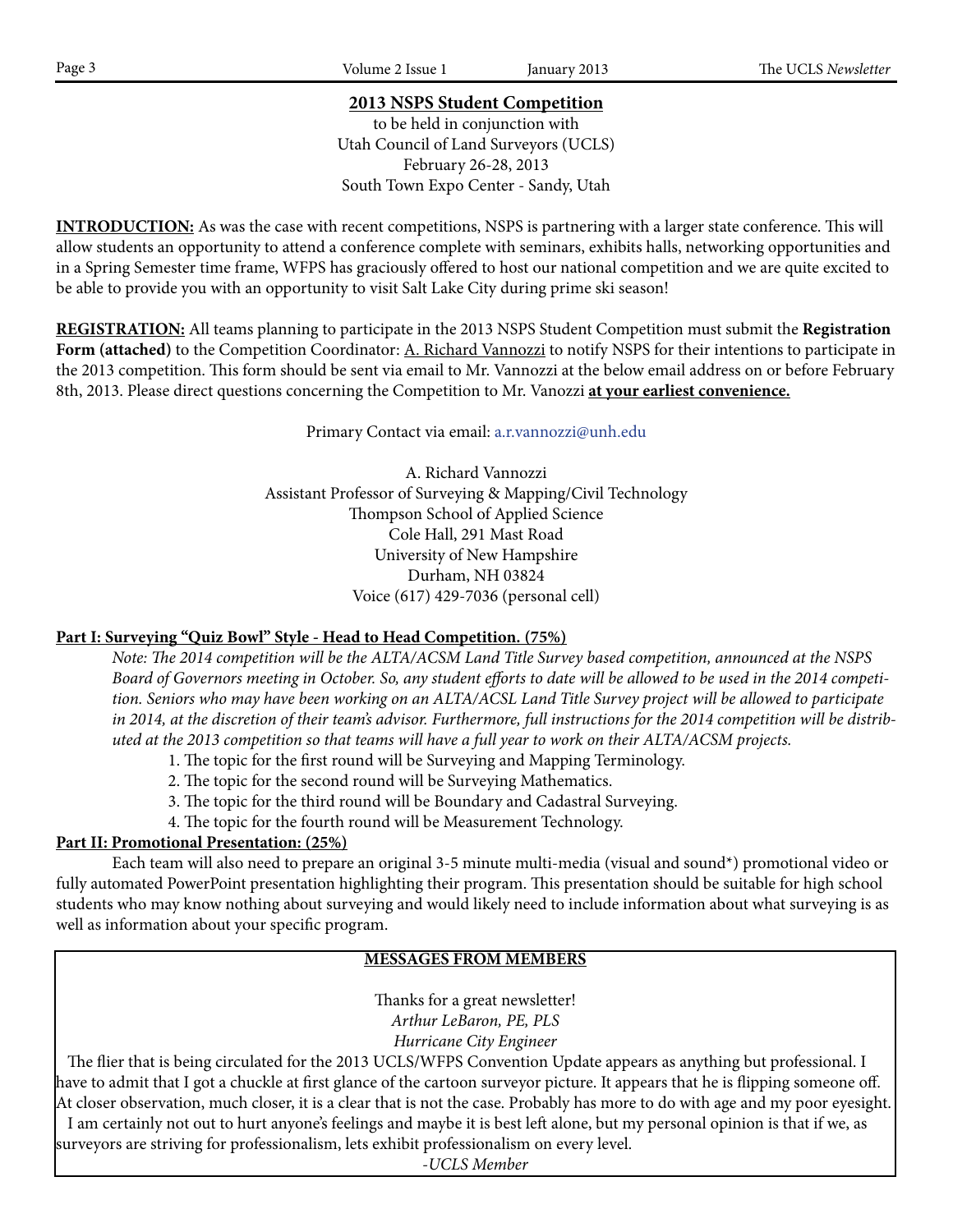## 2013 NSPS Student Competition

to be held in conjunction with
Utah Council of Land Surveyors (UCLS)
February 26-28, 2013
South Town Expo Center - Sandy, Utah

**INTRODUCTION:** As was the case with recent competitions, NSPS is partnering with a larger state conference. This will allow students an opportunity to attend a conference complete with seminars, exhibits halls, networking opportunities and in a Spring Semester time frame, WFPS has graciously offered to host our national competition and we are quite excited to be able to provide you with an opportunity to visit Salt Lake City during prime ski season!

**REGISTRATION:** All teams planning to participate in the 2013 NSPS Student Competition must submit the **Registration Form (attached)** to the Competition Coordinator: A. Richard Vannozzi to notify NSPS for their intentions to participate in the 2013 competition. This form should be sent via email to Mr. Vannozzi at the below email address on or before February 8th, 2013. Please direct questions concerning the Competition to Mr. Vanozzi **at your earliest convenience.**

Primary Contact via email: a.r.vannozzi@unh.edu

A. Richard Vannozzi
Assistant Professor of Surveying & Mapping/Civil Technology
Thompson School of Applied Science
Cole Hall, 291 Mast Road
University of New Hampshire
Durham, NH 03824
Voice (617) 429-7036 (personal cell)

**Part I: Surveying "Quiz Bowl" Style - Head to Head Competition. (75%)**

*Note: The 2014 competition will be the ALTA/ACSM Land Title Survey based competition, announced at the NSPS Board of Governors meeting in October. So, any student efforts to date will be allowed to be used in the 2014 competition. Seniors who may have been working on an ALTA/ACSL Land Title Survey project will be allowed to participate in 2014, at the discretion of their team's advisor. Furthermore, full instructions for the 2014 competition will be distributed at the 2013 competition so that teams will have a full year to work on their ALTA/ACSM projects.*

1. The topic for the first round will be Surveying and Mapping Terminology.
2. The topic for the second round will be Surveying Mathematics.
3. The topic for the third round will be Boundary and Cadastral Surveying.
4. The topic for the fourth round will be Measurement Technology.

**Part II: Promotional Presentation: (25%)**

Each team will also need to prepare an original 3-5 minute multi-media (visual and sound*) promotional video or fully automated PowerPoint presentation highlighting their program. This presentation should be suitable for high school students who may know nothing about surveying and would likely need to include information about what surveying is as well as information about your specific program.

---

**MESSAGES FROM MEMBERS**

Thanks for a great newsletter!
*Arthur LeBaron, PE, PLS*
*Hurricane City Engineer*

The flier that is being circulated for the 2013 UCLS/WFPS Convention Update appears as anything but professional. I have to admit that I got a chuckle at first glance of the cartoon surveyor picture. It appears that he is flipping someone off. At closer observation, much closer, it is a clear that is not the case. Probably has more to do with age and my poor eyesight. I am certainly not out to hurt anyone's feelings and maybe it is best left alone, but my personal opinion is that if we, as surveyors are striving for professionalism, lets exhibit professionalism on every level.

*-UCLS Member*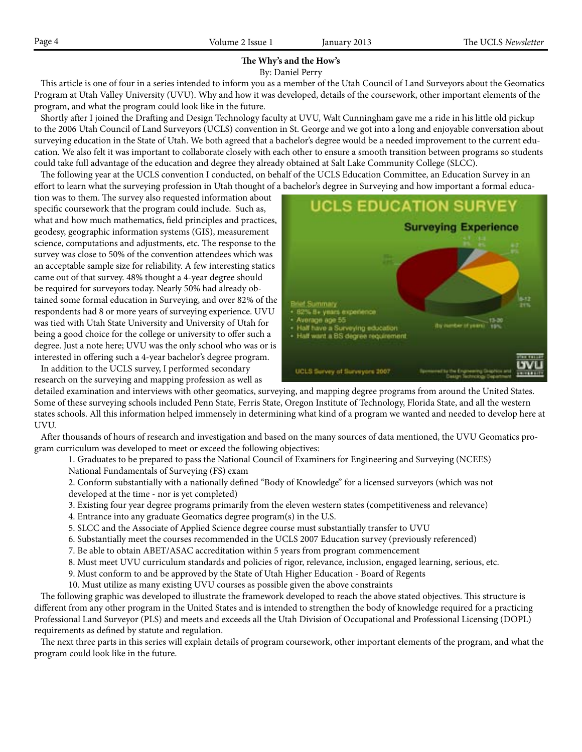## The Why's and the How's

By: Daniel Perry

This article is one of four in a series intended to inform you as a member of the Utah Council of Land Surveyors about the Geomatics Program at Utah Valley University (UVU). Why and how it was developed, details of the coursework, other important elements of the program, and what the program could look like in the future.

Shortly after I joined the Drafting and Design Technology faculty at UVU, Walt Cunningham gave me a ride in his little old pickup to the 2006 Utah Council of Land Surveyors (UCLS) convention in St. George and we got into a long and enjoyable conversation about surveying education in the State of Utah. We both agreed that a bachelor's degree would be a needed improvement to the current education. We also felt it was important to collaborate closely with each other to ensure a smooth transition between programs so students could take full advantage of the education and degree they already obtained at Salt Lake Community College (SLCC).

The following year at the UCLS convention I conducted, on behalf of the UCLS Education Committee, an Education Survey in an effort to learn what the surveying profession in Utah thought of a bachelor's degree in Surveying and how important a formal education was to them. The survey also requested information about specific coursework that the program could include. Such as, what and how much mathematics, field principles and practices, geodesy, geographic information systems (GIS), measurement science, computations and adjustments, etc. The response to the survey was close to 50% of the convention attendees which was an acceptable sample size for reliability. A few interesting statics came out of that survey. 48% thought a 4-year degree should be required for surveyors today. Nearly 50% had already obtained some formal education in Surveying, and over 82% of the respondents had 8 or more years of surveying experience. UVU was tied with Utah State University and University of Utah for being a good choice for the college or university to offer such a degree. Just a note here; UVU was the only school who was or is interested in offering such a 4-year bachelor's degree program.

In addition to the UCLS survey, I performed secondary research on the surveying and mapping profession as well as detailed examination and interviews with other geomatics, surveying, and mapping degree programs from around the United States. Some of these surveying schools included Penn State, Ferris State, Oregon Institute of Technology, Florida State, and all the western states schools. All this information helped immensely in determining what kind of a program we wanted and needed to develop here at UVU.

After thousands of hours of research and investigation and based on the many sources of data mentioned, the UVU Geomatics program curriculum was developed to meet or exceed the following objectives:

1. Graduates to be prepared to pass the National Council of Examiners for Engineering and Surveying (NCEES) National Fundamentals of Surveying (FS) exam
2. Conform substantially with a nationally defined "Body of Knowledge" for a licensed surveyors (which was not developed at the time - nor is yet completed)
3. Existing four year degree programs primarily from the eleven western states (competitiveness and relevance)
4. Entrance into any graduate Geomatics degree program(s) in the U.S.
5. SLCC and the Associate of Applied Science degree course must substantially transfer to UVU
6. Substantially meet the courses recommended in the UCLS 2007 Education survey (previously referenced)
7. Be able to obtain ABET/ASAC accreditation within 5 years from program commencement
8. Must meet UVU curriculum standards and policies of rigor, relevance, inclusion, engaged learning, serious, etc.
9. Must conform to and be approved by the State of Utah Higher Education - Board of Regents
10. Must utilize as many existing UVU courses as possible given the above constraints

The following graphic was developed to illustrate the framework developed to reach the above stated objectives. This structure is different from any other program in the United States and is intended to strengthen the body of knowledge required for a practicing Professional Land Surveyor (PLS) and meets and exceeds all the Utah Division of Occupational and Professional Licensing (DOPL) requirements as defined by statute and regulation.

The next three parts in this series will explain details of program coursework, other important elements of the program, and what the program could look like in the future.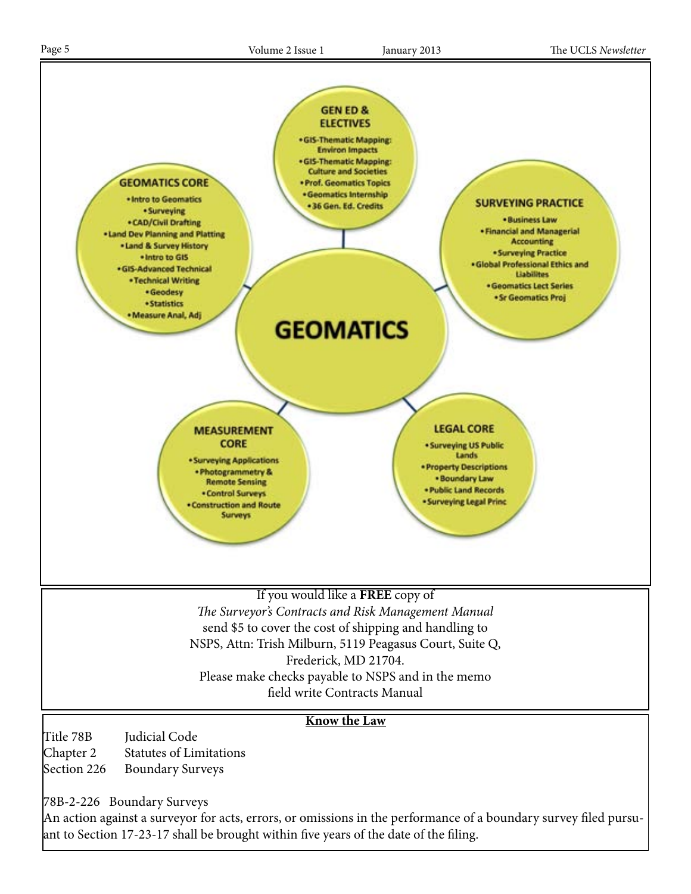## GEOMATICS

### GEN ED & ELECTIVES

- GIS-Thematic Mapping: Environ Impacts
- GIS-Thematic Mapping: Culture and Societies
- Prof. Geomatics Topics
- Geomatics Internship
- 36 Gen. Ed. Credits

### GEOMATICS CORE

- Intro to Geomatics
- Surveying
- CAD/Civil Drafting
- Land Dev Planning and Platting
- Land & Survey History
- Intro to GIS
- GIS-Advanced Technical
- Technical Writing
- Geodesy
- Statistics
- Measure Anal, Adj

### SURVEYING PRACTICE

- Business Law
- Financial and Managerial Accounting
- Surveying Practice
- Global Professional Ethics and Liabilites
- Geomatics Lect Series
- Sr Geomatics Proj

### MEASUREMENT CORE

- Surveying Applications
- Photogrammetry & Remote Sensing
- Control Surveys
- Construction and Route Surveys

### LEGAL CORE

- Surveying US Public Lands
- Property Descriptions
- Boundary Law
- Public Land Records
- Surveying Legal Princ

---

If you would like a **FREE** copy of
*The Surveyor's Contracts and Risk Management Manual*
send $5 to cover the cost of shipping and handling to
NSPS, Attn: Trish Milburn, 5119 Peagasus Court, Suite Q,
Frederick, MD 21704.
Please make checks payable to NSPS and in the memo
field write Contracts Manual

---

**Know the Law**

Title 78B Judicial Code
Chapter 2 Statutes of Limitations
Section 226 Boundary Surveys

78B-2-226 Boundary Surveys
An action against a surveyor for acts, errors, or omissions in the performance of a boundary survey filed pursuant to Section 17-23-17 shall be brought within five years of the date of the filing.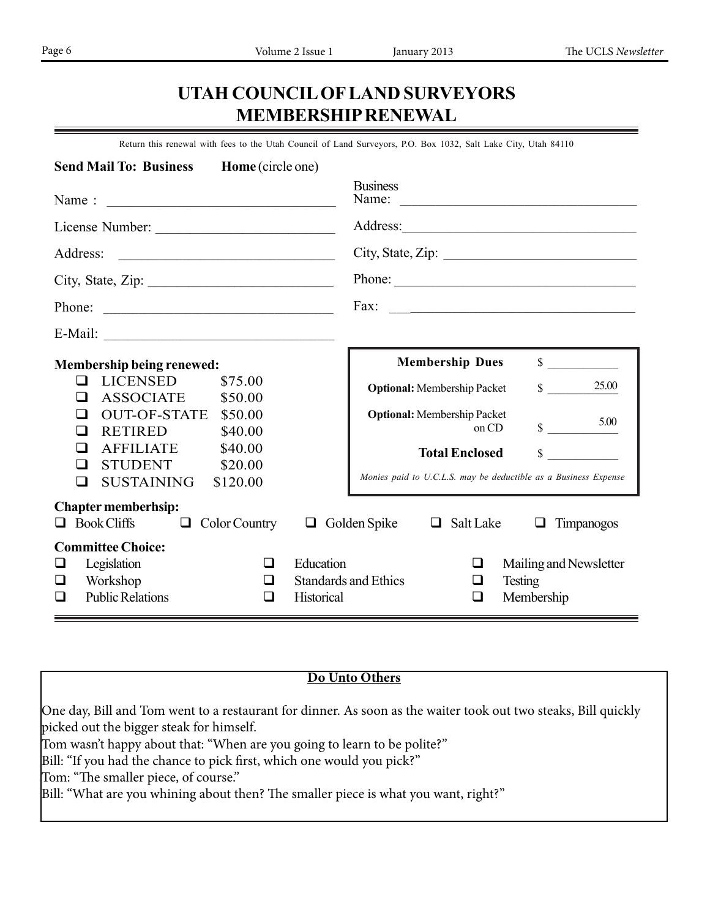# UTAH COUNCIL OF LAND SURVEYORS MEMBERSHIP RENEWAL

Return this renewal with fees to the Utah Council of Land Surveyors, P.O. Box 1032, Salt Lake City, Utah 84110

**Send Mail To: Business** **Home** (circle one)

Name : ________________________________

License Number: ________________________

Address: ______________________________

City, State, Zip: _________________________

Phone: ________________________________

E-Mail: ________________________________

Business Name: ________________________________

Address: ________________________________

City, State, Zip: ________________________________

Phone: ________________________________

Fax: ________________________________

**Membership being renewed:**

- ❑ LICENSED $75.00
- ❑ ASSOCIATE $50.00
- ❑ OUT-OF-STATE $50.00
- ❑ RETIRED $40.00
- ❑ AFFILIATE $40.00
- ❑ STUDENT $20.00
- ❑ SUSTAINING $120.00

| | |
|---|---|
| **Membership Dues** | $ ________ |
| **Optional:** Membership Packet | $ 25.00 |
| **Optional:** Membership Packet on CD | $ 5.00 |
| **Total Enclosed** | $ ________ |

*Monies paid to U.C.L.S. may be deductible as a Business Expense*

**Chapter memberhsip:**

❑ Book Cliffs ❑ Color Country ❑ Golden Spike ❑ Salt Lake ❑ Timpanogos

**Committee Choice:**

- ❑ Legislation
- ❑ Workshop
- ❑ Public Relations
- ❑ Education
- ❑ Standards and Ethics
- ❑ Historical
- ❑ Mailing and Newsletter
- ❑ Testing
- ❑ Membership

**Do Unto Others**

One day, Bill and Tom went to a restaurant for dinner. As soon as the waiter took out two steaks, Bill quickly picked out the bigger steak for himself.
Tom wasn't happy about that: "When are you going to learn to be polite?"
Bill: "If you had the chance to pick first, which one would you pick?"
Tom: "The smaller piece, of course."
Bill: "What are you whining about then? The smaller piece is what you want, right?"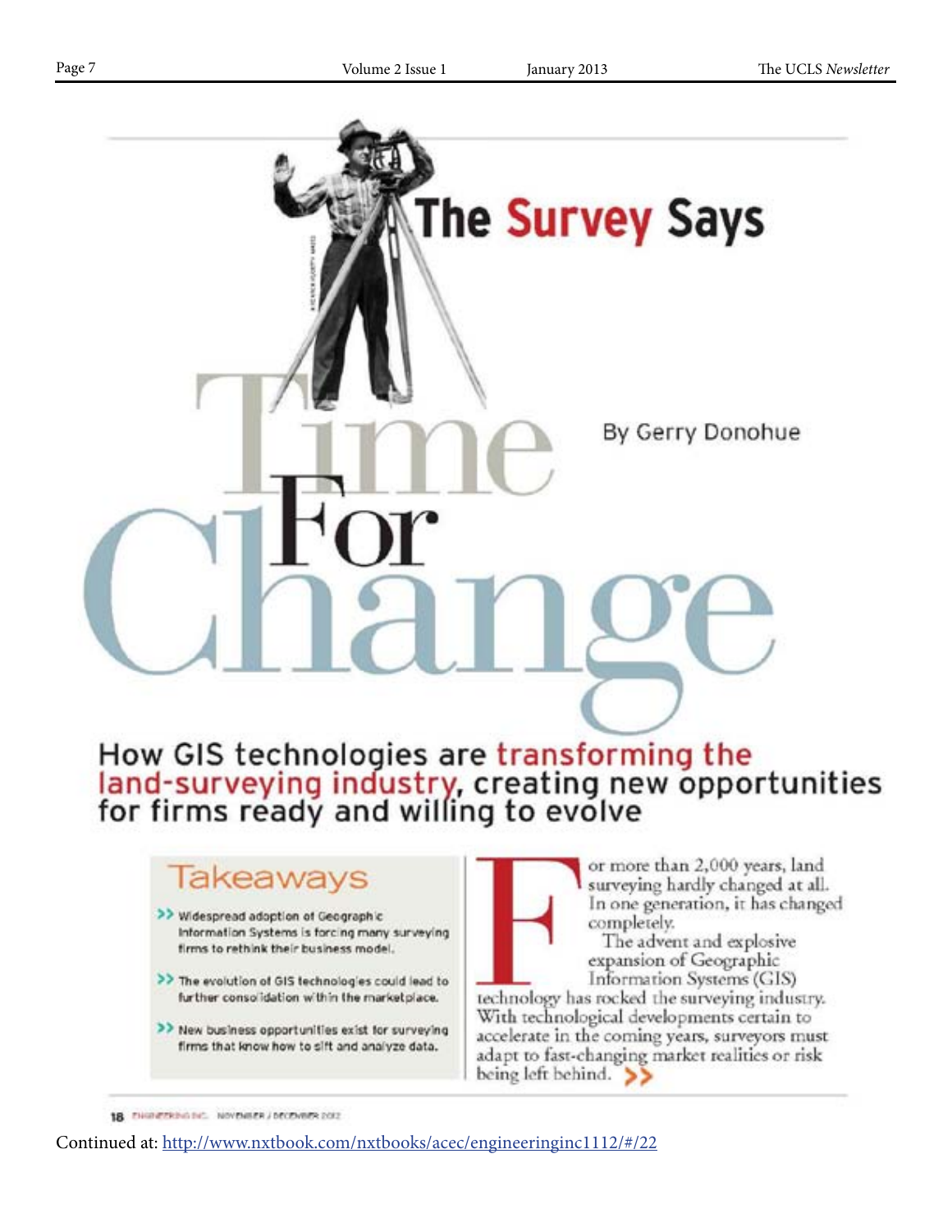# The Survey Says

# Time For Change

By Gerry Donohue

## How GIS technologies are transforming the land-surveying industry, creating new opportunities for firms ready and willing to evolve

### Takeaways

- Widespread adoption of Geographic Information Systems is forcing many surveying firms to rethink their business model.
- The evolution of GIS technologies could lead to further consolidation within the marketplace.
- New business opportunities exist for surveying firms that know how to sift and analyze data.

For more than 2,000 years, land surveying hardly changed at all. In one generation, it has changed completely.

The advent and explosive expansion of Geographic Information Systems (GIS) technology has rocked the surveying industry. With technological developments certain to accelerate in the coming years, surveyors must adapt to fast-changing market realities or risk being left behind. >>

18 ENGINEERING INC. NOVEMBER / DECEMBER 2012

Continued at: http://www.nxtbook.com/nxtbooks/acec/engineeringinc1112/#/22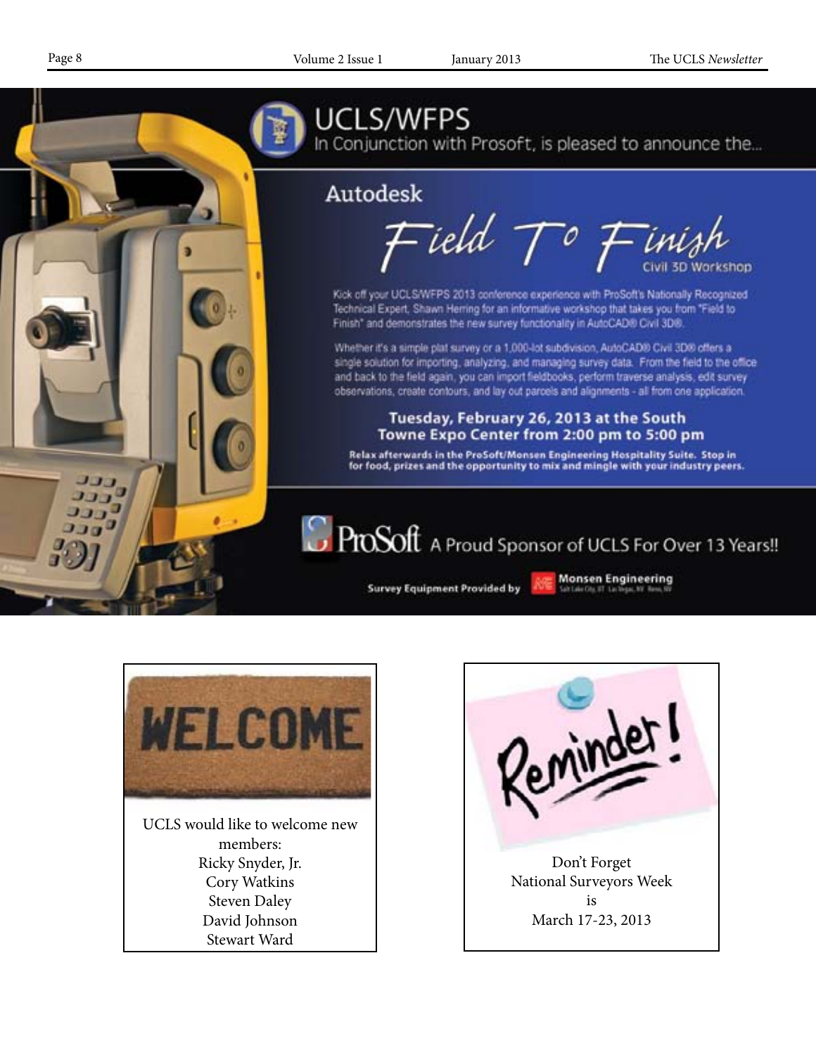# UCLS/WFPS

In Conjunction with Prosoft, is pleased to announce the...

## Autodesk

## Field To Finish

Civil 3D Workshop

Kick off your UCLS/WFPS 2013 conference experience with ProSoft's Nationally Recognized Technical Expert, Shawn Herring for an informative workshop that takes you from "Field to Finish" and demonstrates the new survey functionality in AutoCAD® Civil 3D®.

Whether it's a simple plat survey or a 1,000-lot subdivision, AutoCAD® Civil 3D® offers a single solution for importing, analyzing, and managing survey data. From the field to the office and back to the field again, you can import fieldbooks, perform traverse analysis, edit survey observations, create contours, and lay out parcels and alignments - all from one application.

**Tuesday, February 26, 2013 at the South Towne Expo Center from 2:00 pm to 5:00 pm**

**Relax afterwards in the ProSoft/Monsen Engineering Hospitality Suite. Stop in for food, prizes and the opportunity to mix and mingle with your industry peers.**

ProSoft A Proud Sponsor of UCLS For Over 13 Years!!

**Survey Equipment Provided by** Monsen Engineering

---

**WELCOME**

UCLS would like to welcome new members:
Ricky Snyder, Jr.
Cory Watkins
Steven Daley
David Johnson
Stewart Ward

---

**Reminder!**

Don't Forget
National Surveyors Week
is
March 17-23, 2013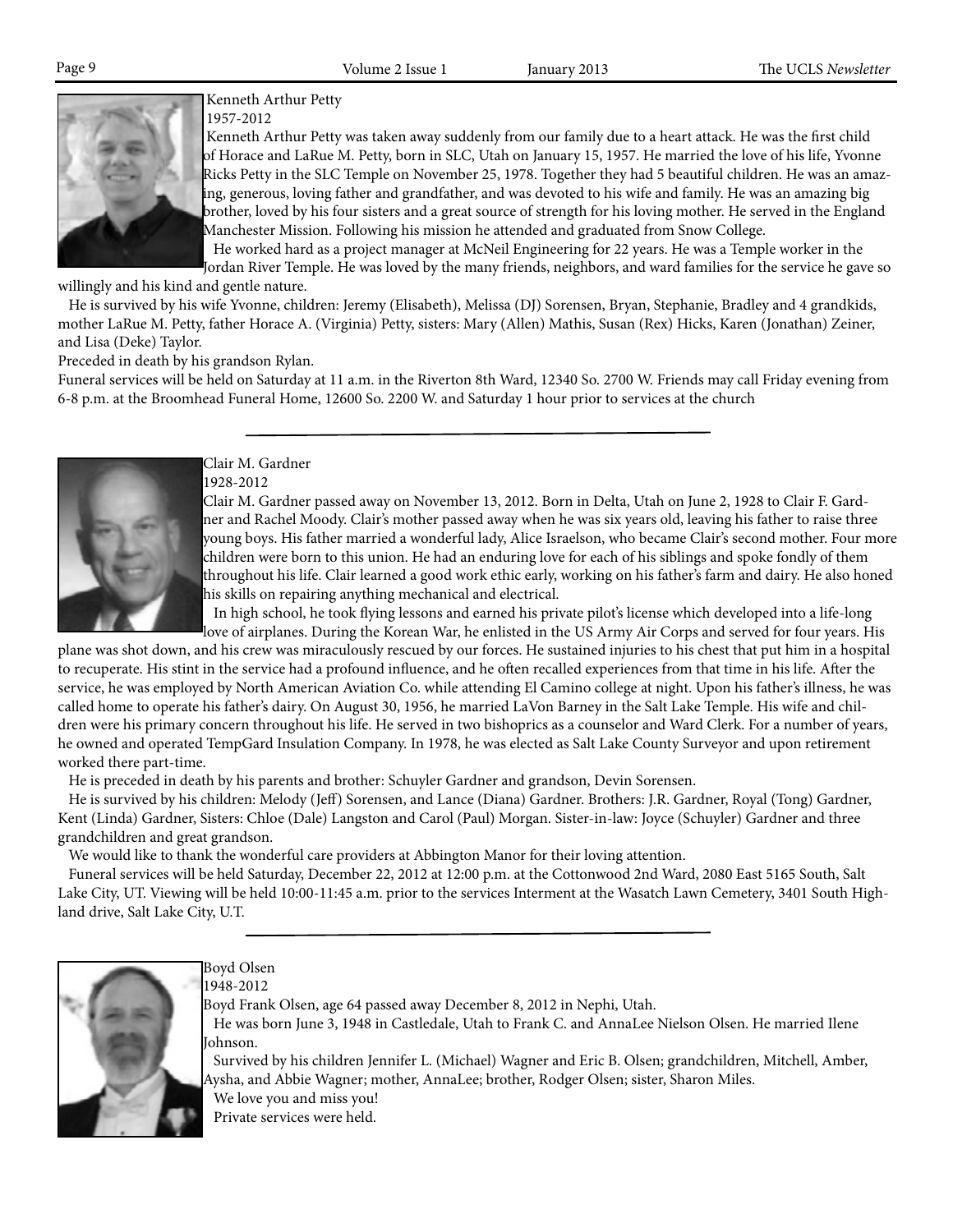Kenneth Arthur Petty
1957-2012

Kenneth Arthur Petty was taken away suddenly from our family due to a heart attack. He was the first child of Horace and LaRue M. Petty, born in SLC, Utah on January 15, 1957. He married the love of his life, Yvonne Ricks Petty in the SLC Temple on November 25, 1978. Together they had 5 beautiful children. He was an amazing, generous, loving father and grandfather, and was devoted to his wife and family. He was an amazing big brother, loved by his four sisters and a great source of strength for his loving mother. He served in the England Manchester Mission. Following his mission he attended and graduated from Snow College.

He worked hard as a project manager at McNeil Engineering for 22 years. He was a Temple worker in the Jordan River Temple. He was loved by the many friends, neighbors, and ward families for the service he gave so willingly and his kind and gentle nature.

He is survived by his wife Yvonne, children: Jeremy (Elisabeth), Melissa (DJ) Sorensen, Bryan, Stephanie, Bradley and 4 grandkids, mother LaRue M. Petty, father Horace A. (Virginia) Petty, sisters: Mary (Allen) Mathis, Susan (Rex) Hicks, Karen (Jonathan) Zeiner, and Lisa (Deke) Taylor.

Preceded in death by his grandson Rylan.

Funeral services will be held on Saturday at 11 a.m. in the Riverton 8th Ward, 12340 So. 2700 W. Friends may call Friday evening from 6-8 p.m. at the Broomhead Funeral Home, 12600 So. 2200 W. and Saturday 1 hour prior to services at the church

---

Clair M. Gardner
1928-2012

Clair M. Gardner passed away on November 13, 2012. Born in Delta, Utah on June 2, 1928 to Clair F. Gardner and Rachel Moody. Clair's mother passed away when he was six years old, leaving his father to raise three young boys. His father married a wonderful lady, Alice Israelson, who became Clair's second mother. Four more children were born to this union. He had an enduring love for each of his siblings and spoke fondly of them throughout his life. Clair learned a good work ethic early, working on his father's farm and dairy. He also honed his skills on repairing anything mechanical and electrical.

In high school, he took flying lessons and earned his private pilot's license which developed into a life-long love of airplanes. During the Korean War, he enlisted in the US Army Air Corps and served for four years. His plane was shot down, and his crew was miraculously rescued by our forces. He sustained injuries to his chest that put him in a hospital to recuperate. His stint in the service had a profound influence, and he often recalled experiences from that time in his life. After the service, he was employed by North American Aviation Co. while attending El Camino college at night. Upon his father's illness, he was called home to operate his father's dairy. On August 30, 1956, he married LaVon Barney in the Salt Lake Temple. His wife and children were his primary concern throughout his life. He served in two bishoprics as a counselor and Ward Clerk. For a number of years, he owned and operated TempGard Insulation Company. In 1978, he was elected as Salt Lake County Surveyor and upon retirement worked there part-time.

He is preceded in death by his parents and brother: Schuyler Gardner and grandson, Devin Sorensen.

He is survived by his children: Melody (Jeff) Sorensen, and Lance (Diana) Gardner. Brothers: J.R. Gardner, Royal (Tong) Gardner, Kent (Linda) Gardner, Sisters: Chloe (Dale) Langston and Carol (Paul) Morgan. Sister-in-law: Joyce (Schuyler) Gardner and three grandchildren and great grandson.

We would like to thank the wonderful care providers at Abbington Manor for their loving attention.

Funeral services will be held Saturday, December 22, 2012 at 12:00 p.m. at the Cottonwood 2nd Ward, 2080 East 5165 South, Salt Lake City, UT. Viewing will be held 10:00-11:45 a.m. prior to the services Interment at the Wasatch Lawn Cemetery, 3401 South Highland drive, Salt Lake City, U.T.

---

Boyd Olsen
1948-2012

Boyd Frank Olsen, age 64 passed away December 8, 2012 in Nephi, Utah.

He was born June 3, 1948 in Castledale, Utah to Frank C. and AnnaLee Nielson Olsen. He married Ilene Johnson.

Survived by his children Jennifer L. (Michael) Wagner and Eric B. Olsen; grandchildren, Mitchell, Amber, Aysha, and Abbie Wagner; mother, AnnaLee; brother, Rodger Olsen; sister, Sharon Miles.

We love you and miss you!

Private services were held.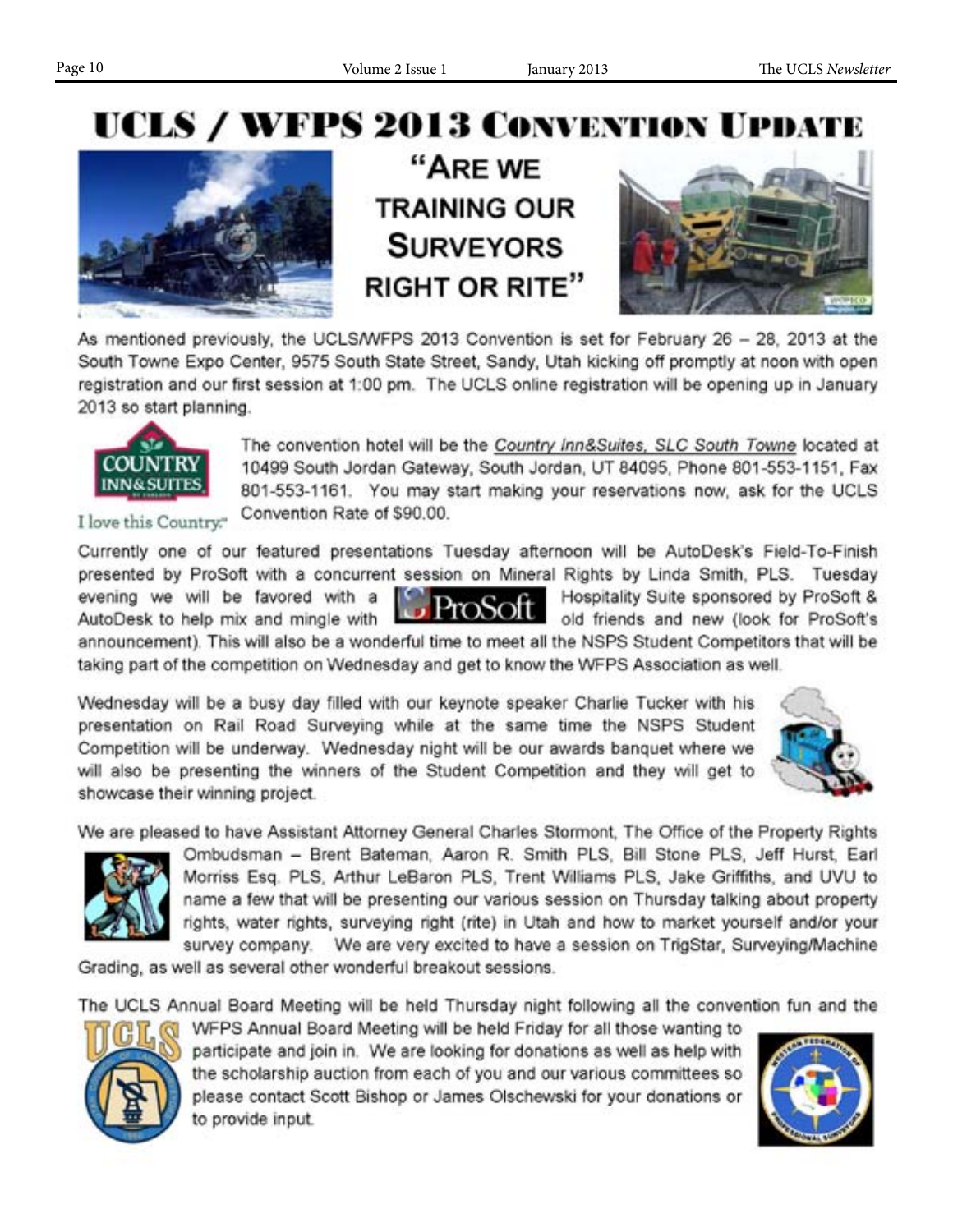# UCLS / WFPS 2013 Convention Update

## "Are we training our Surveyors Right or Rite"

As mentioned previously, the UCLS/WFPS 2013 Convention is set for February 26 – 28, 2013 at the South Towne Expo Center, 9575 South State Street, Sandy, Utah kicking off promptly at noon with open registration and our first session at 1:00 pm. The UCLS online registration will be opening up in January 2013 so start planning.

The convention hotel will be the Country Inn&Suites, SLC South Towne located at 10499 South Jordan Gateway, South Jordan, UT 84095, Phone 801-553-1151, Fax 801-553-1161. You may start making your reservations now, ask for the UCLS Convention Rate of $90.00.

Currently one of our featured presentations Tuesday afternoon will be AutoDesk's Field-To-Finish presented by ProSoft with a concurrent session on Mineral Rights by Linda Smith, PLS. Tuesday evening we will be favored with a Hospitality Suite sponsored by ProSoft & AutoDesk to help mix and mingle with old friends and new (look for ProSoft's announcement). This will also be a wonderful time to meet all the NSPS Student Competitors that will be taking part of the competition on Wednesday and get to know the WFPS Association as well.

Wednesday will be a busy day filled with our keynote speaker Charlie Tucker with his presentation on Rail Road Surveying while at the same time the NSPS Student Competition will be underway. Wednesday night will be our awards banquet where we will also be presenting the winners of the Student Competition and they will get to showcase their winning project.

We are pleased to have Assistant Attorney General Charles Stormont, The Office of the Property Rights Ombudsman – Brent Bateman, Aaron R. Smith PLS, Bill Stone PLS, Jeff Hurst, Earl Morriss Esq. PLS, Arthur LeBaron PLS, Trent Williams PLS, Jake Griffiths, and UVU to name a few that will be presenting our various session on Thursday talking about property rights, water rights, surveying right (rite) in Utah and how to market yourself and/or your survey company. We are very excited to have a session on TrigStar, Surveying/Machine Grading, as well as several other wonderful breakout sessions.

The UCLS Annual Board Meeting will be held Thursday night following all the convention fun and the WFPS Annual Board Meeting will be held Friday for all those wanting to participate and join in. We are looking for donations as well as help with the scholarship auction from each of you and our various committees so please contact Scott Bishop or James Olschewski for your donations or to provide input.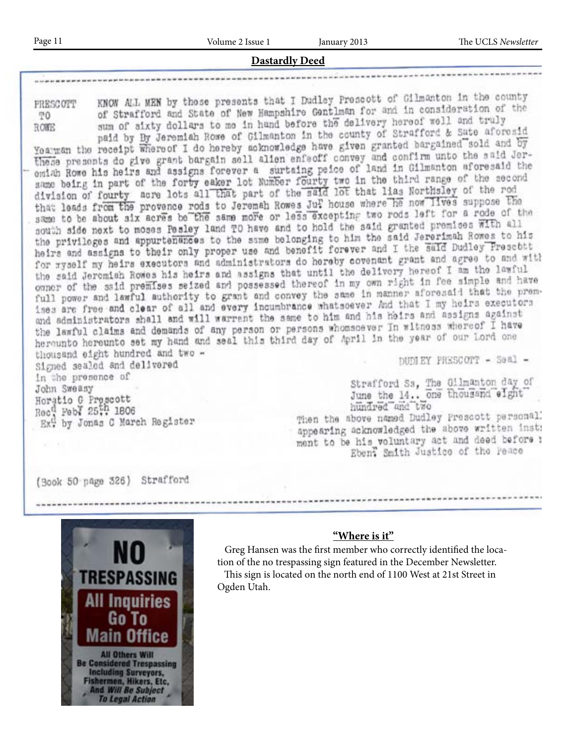## Dastardly Deed

PRESCOTT TO ROWE

KNOW ALL MEN by these presents that I Dudley Prescott of Gilmanton in the county of Strafford and State of New Hampshire Gentlman for and in consideration of the sum of sixty dollars to me in hand before the delivery hereof well and truly paid by By Jeremiah Rowe of Gilmanton in the county of Strafford & Sate aforesid Yeaman the receipt whereof I do hereby acknowledge have given granted bargained sold and by these presents do give grant bargain sell alien enfeoff convey and confirm unto the said Jeremiah Rowe his heirs and assigns forever a surtaing peice of land in Gilmanton aforesaid the same being in part of the forty eaker lot Number fourty two in the third range of the second division of fourty acre lots all that part of the said lot that lias Northsley of the rod that leads from the provence rods to Jeremah Rowes Ju^r house where he now lives suppose the same to be about six acres be the same more or less excepting two rods left for a rode of the south side next to moses Pesley land TO have and to hold the said granted premises with all the privileges and appurtenances to the same belonging to him the said Jererimah Rowes to his heirs and assigns to their only proper use and benefit forever and I the said Dudley Prescott for myself my heirs executors and administrators do hereby covenant grant and agree to and with the said Jeremiah Rowes his heirs and assigns that until the delivery hereof I am the lawful owner of the said premises seized and possessed thereof in my own right in fee simple and have full power and lawful authority to grant and convey the same in manner aforesaid that the premises are free and clear of all and every incumbrance whatsoever And that I my heirs executors and administrators shall and will warrent the same to him and his heirs and assigns against the lawful claims and demands of any person or persons whomsoever In witness whereof I have hereunto hereunto set my hand and seal this third day of April in the year of our Lord one thousand eight hundred and two -

DUDLEY PRESCOTT - Seal -

Signed sealed and delivered
In the presence of
John Sweasy
Horatio G Prescott
Rec^d Feb^y 25^th 1806
Ex^d by Jonas C March Register

Strafford Ss, The Gilmanton day of June the 14.. one thousand eight hundred and two
Then the above named Dudley Prescott personal appearing acknowledged the above written instr ment to be his voluntary act and deed before t Eben^r Smith Justice of the Peace

(Book 50 page 326) Strafford

## "Where is it"

Greg Hansen was the first member who correctly identified the location of the no trespassing sign featured in the December Newsletter.

This sign is located on the north end of 1100 West at 21st Street in Ogden Utah.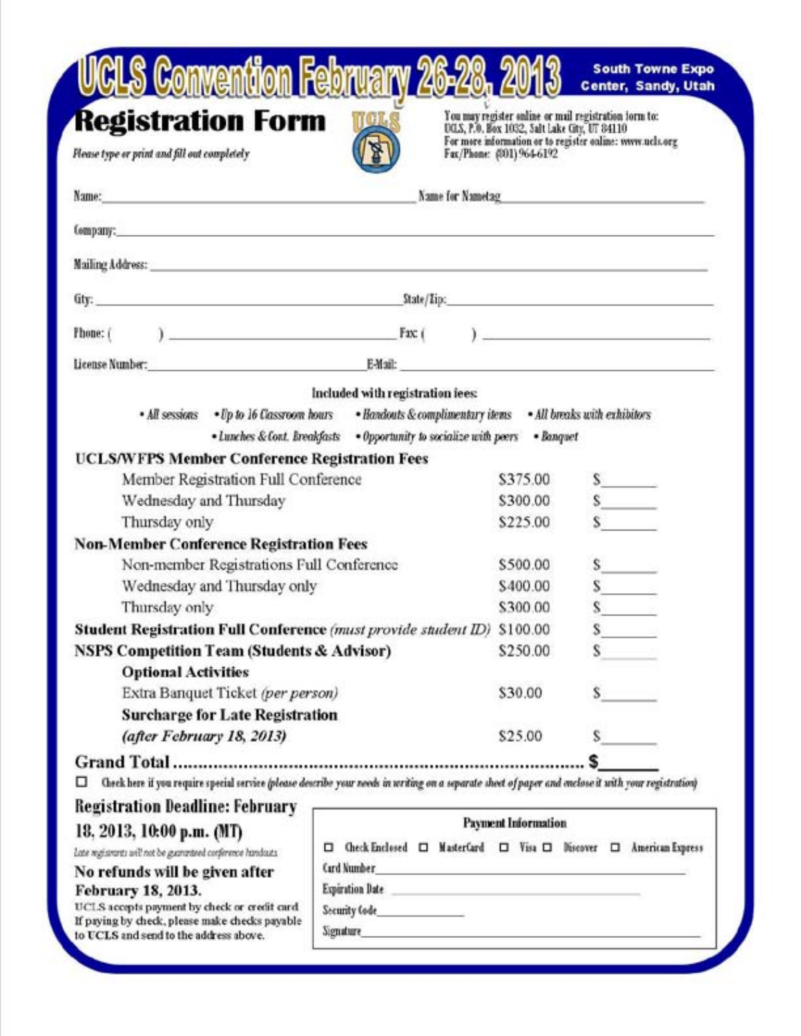# UCLS Convention February 26-28, 2013

**South Towne Expo Center, Sandy, Utah**

## Registration Form

*Please type or print and fill out completely*

You may register online or mail registration form to:
UCLS, P.O. Box 1032, Salt Lake City, UT 84110
For more information or to register online: www.ucls.org
Fax/Phone: (801) 964-6192

Name: ______________________ Name for Nametag ______________________

Company: ______________________

Mailing Address: ______________________

City: ______________________ State/Zip: ______________________

Phone: ( ) ______________________ Fax: ( ) ______________________

License Number: ______________________ E-Mail: ______________________

Included with registration fees:

- *All sessions*
- *Up to 16 Classroom hours*
- *Handouts & complimentary items*
- *All breaks with exhibitors*
- *Lunches & Cont. Breakfasts*
- *Opportunity to socialize with peers*
- *Banquet*

| | | |
|---|---|---|
| **UCLS/WFPS Member Conference Registration Fees** | | |
| Member Registration Full Conference | $375.00 | $______ |
| Wednesday and Thursday | $300.00 | $______ |
| Thursday only | $225.00 | $______ |
| **Non-Member Conference Registration Fees** | | |
| Non-member Registrations Full Conference | $500.00 | $______ |
| Wednesday and Thursday only | $400.00 | $______ |
| Thursday only | $300.00 | $______ |
| **Student Registration Full Conference** *(must provide student ID)* | $100.00 | $______ |
| **NSPS Competition Team (Students & Advisor)** | $250.00 | $______ |
| **Optional Activities** | | |
| Extra Banquet Ticket *(per person)* | $30.00 | $______ |
| **Surcharge for Late Registration** ***(after February 18, 2013)*** | $25.00 | $______ |

**Grand Total** ............................................................ **$______**

☐ Check here if you require special service *(please describe your needs in writing on a separate sheet of paper and enclose it with your registration)*

**Registration Deadline: February 18, 2013, 10:00 p.m. (MT)**

*Late registrants will not be guaranteed conference handouts*

**No refunds will be given after February 18, 2013.**

UCLS accepts payment by check or credit card. If paying by check, please make checks payable to UCLS and send to the address above.

**Payment Information**

☐ Check Enclosed ☐ MasterCard ☐ Visa ☐ Discover ☐ American Express

Card Number ______________________

Expiration Date ______________________

Security Code ______________________

Signature ______________________